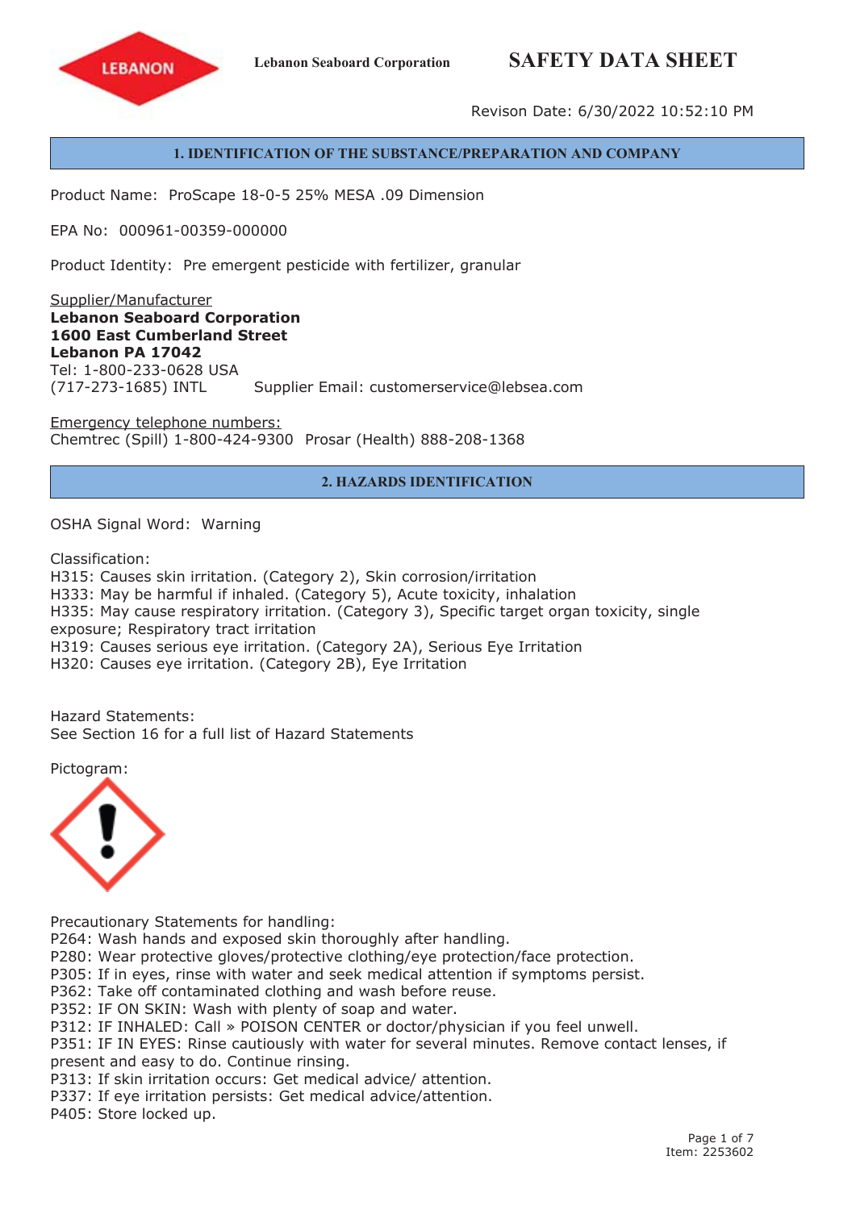Lebanon Seaboard Corporation

# SAFETY DATA SHEET

Revison Date: 6/30/2022 10:52:10 PM

## 1. IDENTIFICATION OF THE SUBSTANCE/PREPARATION AND COMPANY

Product Name: ProScape 18-0-5 25% MESA .09 Dimension

EPA No: 000961-00359-000000

Product Identity: Pre emergent pesticide with fertilizer, granular

Supplier/Manufacturer
**Lebanon Seaboard Corporation**
**1600 East Cumberland Street**
**Lebanon PA 17042**
Tel: 1-800-233-0628 USA
(717-273-1685) INTL    Supplier Email: customerservice@lebsea.com

Emergency telephone numbers:
Chemtrec (Spill) 1-800-424-9300  Prosar (Health) 888-208-1368

## 2. HAZARDS IDENTIFICATION

OSHA Signal Word: Warning

Classification:
H315: Causes skin irritation. (Category 2), Skin corrosion/irritation
H333: May be harmful if inhaled. (Category 5), Acute toxicity, inhalation
H335: May cause respiratory irritation. (Category 3), Specific target organ toxicity, single exposure; Respiratory tract irritation
H319: Causes serious eye irritation. (Category 2A), Serious Eye Irritation
H320: Causes eye irritation. (Category 2B), Eye Irritation

Hazard Statements:
See Section 16 for a full list of Hazard Statements

Pictogram:

Precautionary Statements for handling:
P264: Wash hands and exposed skin thoroughly after handling.
P280: Wear protective gloves/protective clothing/eye protection/face protection.
P305: If in eyes, rinse with water and seek medical attention if symptoms persist.
P362: Take off contaminated clothing and wash before reuse.
P352: IF ON SKIN: Wash with plenty of soap and water.
P312: IF INHALED: Call » POISON CENTER or doctor/physician if you feel unwell.
P351: IF IN EYES: Rinse cautiously with water for several minutes. Remove contact lenses, if present and easy to do. Continue rinsing.
P313: If skin irritation occurs: Get medical advice/ attention.
P337: If eye irritation persists: Get medical advice/attention.
P405: Store locked up.

Item: 2253602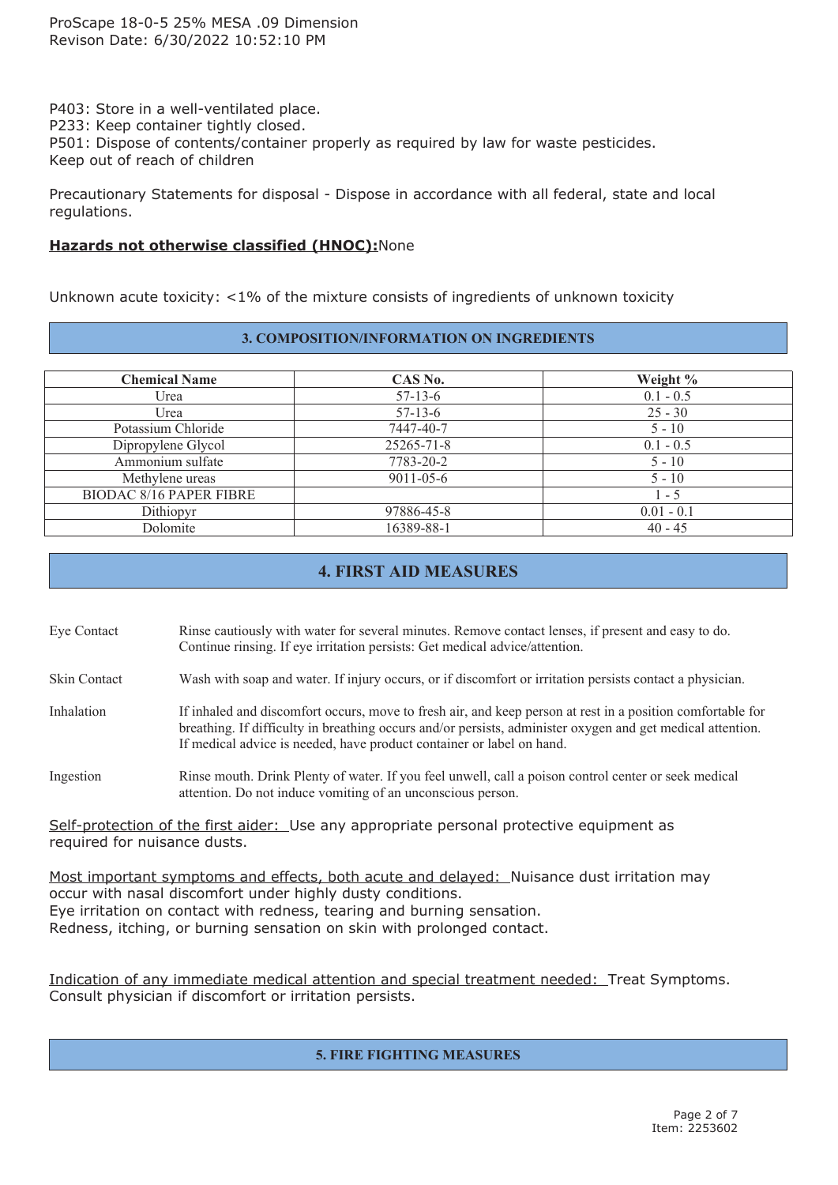P403: Store in a well-ventilated place.
P233: Keep container tightly closed.
P501: Dispose of contents/container properly as required by law for waste pesticides.
Keep out of reach of children

Precautionary Statements for disposal - Dispose in accordance with all federal, state and local regulations.

**Hazards not otherwise classified (HNOC):** None

Unknown acute toxicity: <1% of the mixture consists of ingredients of unknown toxicity

## 3. COMPOSITION/INFORMATION ON INGREDIENTS

| Chemical Name | CAS No. | Weight % |
|---|---|---|
| Urea | 57-13-6 | 0.1 - 0.5 |
| Urea | 57-13-6 | 25 - 30 |
| Potassium Chloride | 7447-40-7 | 5 - 10 |
| Dipropylene Glycol | 25265-71-8 | 0.1 - 0.5 |
| Ammonium sulfate | 7783-20-2 | 5 - 10 |
| Methylene ureas | 9011-05-6 | 5 - 10 |
| BIODAC 8/16 PAPER FIBRE | | 1 - 5 |
| Dithiopyr | 97886-45-8 | 0.01 - 0.1 |
| Dolomite | 16389-88-1 | 40 - 45 |

## 4. FIRST AID MEASURES

| | |
|---|---|
| Eye Contact | Rinse cautiously with water for several minutes. Remove contact lenses, if present and easy to do. Continue rinsing. If eye irritation persists: Get medical advice/attention. |
| Skin Contact | Wash with soap and water. If injury occurs, or if discomfort or irritation persists contact a physician. |
| Inhalation | If inhaled and discomfort occurs, move to fresh air, and keep person at rest in a position comfortable for breathing. If difficulty in breathing occurs and/or persists, administer oxygen and get medical attention. If medical advice is needed, have product container or label on hand. |
| Ingestion | Rinse mouth. Drink Plenty of water. If you feel unwell, call a poison control center or seek medical attention. Do not induce vomiting of an unconscious person. |

Self-protection of the first aider: Use any appropriate personal protective equipment as required for nuisance dusts.

Most important symptoms and effects, both acute and delayed: Nuisance dust irritation may occur with nasal discomfort under highly dusty conditions.
Eye irritation on contact with redness, tearing and burning sensation.
Redness, itching, or burning sensation on skin with prolonged contact.

Indication of any immediate medical attention and special treatment needed: Treat Symptoms. Consult physician if discomfort or irritation persists.

## 5. FIRE FIGHTING MEASURES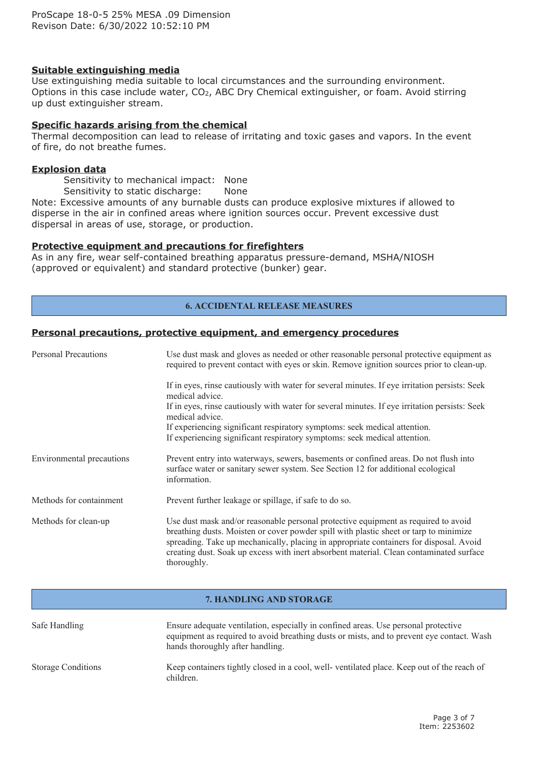### Suitable extinguishing media

Use extinguishing media suitable to local circumstances and the surrounding environment. Options in this case include water, $CO_2$, ABC Dry Chemical extinguisher, or foam. Avoid stirring up dust extinguisher stream.

### Specific hazards arising from the chemical

Thermal decomposition can lead to release of irritating and toxic gases and vapors. In the event of fire, do not breathe fumes.

### Explosion data

Sensitivity to mechanical impact: None
Sensitivity to static discharge: None

Note: Excessive amounts of any burnable dusts can produce explosive mixtures if allowed to disperse in the air in confined areas where ignition sources occur. Prevent excessive dust dispersal in areas of use, storage, or production.

### Protective equipment and precautions for firefighters

As in any fire, wear self-contained breathing apparatus pressure-demand, MSHA/NIOSH (approved or equivalent) and standard protective (bunker) gear.

## 6. ACCIDENTAL RELEASE MEASURES

### Personal precautions, protective equipment, and emergency procedures

| | |
|---|---|
| Personal Precautions | Use dust mask and gloves as needed or other reasonable personal protective equipment as required to prevent contact with eyes or skin. Remove ignition sources prior to clean-up.<br><br>If in eyes, rinse cautiously with water for several minutes. If eye irritation persists: Seek medical advice.<br>If in eyes, rinse cautiously with water for several minutes. If eye irritation persists: Seek medical advice.<br>If experiencing significant respiratory symptoms: seek medical attention.<br>If experiencing significant respiratory symptoms: seek medical attention. |
| Environmental precautions | Prevent entry into waterways, sewers, basements or confined areas. Do not flush into surface water or sanitary sewer system. See Section 12 for additional ecological information. |
| Methods for containment | Prevent further leakage or spillage, if safe to do so. |
| Methods for clean-up | Use dust mask and/or reasonable personal protective equipment as required to avoid breathing dusts. Moisten or cover powder spill with plastic sheet or tarp to minimize spreading. Take up mechanically, placing in appropriate containers for disposal. Avoid creating dust. Soak up excess with inert absorbent material. Clean contaminated surface thoroughly. |

## 7. HANDLING AND STORAGE

| | |
|---|---|
| Safe Handling | Ensure adequate ventilation, especially in confined areas. Use personal protective equipment as required to avoid breathing dusts or mists, and to prevent eye contact. Wash hands thoroughly after handling. |
| Storage Conditions | Keep containers tightly closed in a cool, well- ventilated place. Keep out of the reach of children. |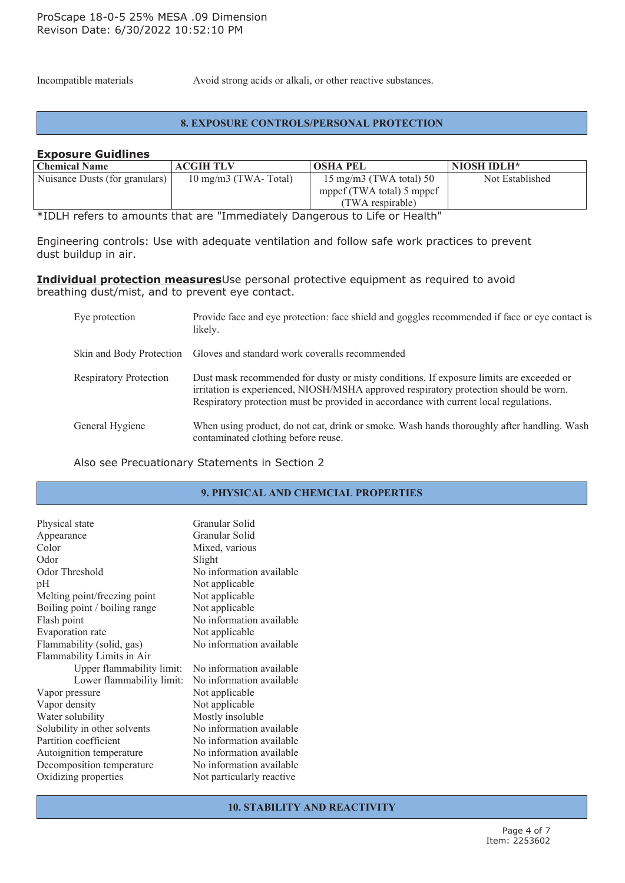Incompatible materials — Avoid strong acids or alkali, or other reactive substances.

## 8. EXPOSURE CONTROLS/PERSONAL PROTECTION

**Exposure Guidlines**

| Chemical Name | ACGIH TLV | OSHA PEL | NIOSH IDLH* |
|---|---|---|---|
| Nuisance Dusts (for granulars) | 10 mg/m3 (TWA- Total) | 15 mg/m3 (TWA total) 50 mppcf (TWA total) 5 mppcf (TWA respirable) | Not Established |

*IDLH refers to amounts that are "Immediately Dangerous to Life or Health"

Engineering controls: Use with adequate ventilation and follow safe work practices to prevent dust buildup in air.

**Individual protection measures**Use personal protective equipment as required to avoid breathing dust/mist, and to prevent eye contact.

Eye protection — Provide face and eye protection: face shield and goggles recommended if face or eye contact is likely.

Skin and Body Protection — Gloves and standard work coveralls recommended

Respiratory Protection — Dust mask recommended for dusty or misty conditions. If exposure limits are exceeded or irritation is experienced, NIOSH/MSHA approved respiratory protection should be worn. Respiratory protection must be provided in accordance with current local regulations.

General Hygiene — When using product, do not eat, drink or smoke. Wash hands thoroughly after handling. Wash contaminated clothing before reuse.

Also see Precuationary Statements in Section 2

## 9. PHYSICAL AND CHEMCIAL PROPERTIES

| | |
|---|---|
| Physical state | Granular Solid |
| Appearance | Granular Solid |
| Color | Mixed, various |
| Odor | Slight |
| Odor Threshold | No information available |
| pH | Not applicable |
| Melting point/freezing point | Not applicable |
| Boiling point / boiling range | Not applicable |
| Flash point | No information available |
| Evaporation rate | Not applicable |
| Flammability (solid, gas) | No information available |
| Flammability Limits in Air | |
| Upper flammability limit: | No information available |
| Lower flammability limit: | No information available |
| Vapor pressure | Not applicable |
| Vapor density | Not applicable |
| Water solubility | Mostly insoluble |
| Solubility in other solvents | No information available |
| Partition coefficient | No information available |
| Autoignition temperature | No information available |
| Decomposition temperature | No information available |
| Oxidizing properties | Not particularly reactive |

## 10. STABILITY AND REACTIVITY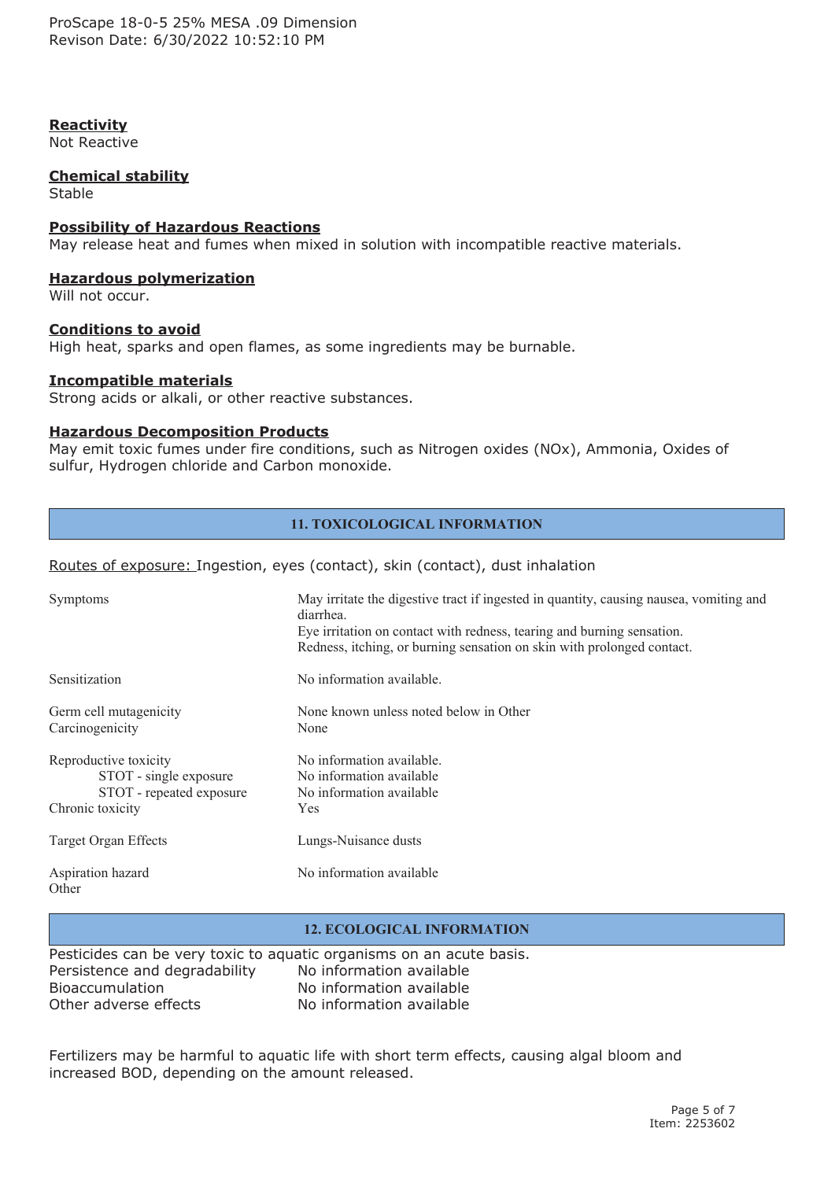**Reactivity**
Not Reactive

**Chemical stability**
Stable

**Possibility of Hazardous Reactions**
May release heat and fumes when mixed in solution with incompatible reactive materials.

**Hazardous polymerization**
Will not occur.

**Conditions to avoid**
High heat, sparks and open flames, as some ingredients may be burnable.

**Incompatible materials**
Strong acids or alkali, or other reactive substances.

**Hazardous Decomposition Products**
May emit toxic fumes under fire conditions, such as Nitrogen oxides (NOx), Ammonia, Oxides of sulfur, Hydrogen chloride and Carbon monoxide.

## 11. TOXICOLOGICAL INFORMATION

Routes of exposure: Ingestion, eyes (contact), skin (contact), dust inhalation

| | |
|---|---|
| Symptoms | May irritate the digestive tract if ingested in quantity, causing nausea, vomiting and diarrhea. Eye irritation on contact with redness, tearing and burning sensation. Redness, itching, or burning sensation on skin with prolonged contact. |
| Sensitization | No information available. |
| Germ cell mutagenicity | None known unless noted below in Other |
| Carcinogenicity | None |
| Reproductive toxicity | No information available. |
| STOT - single exposure | No information available |
| STOT - repeated exposure | No information available |
| Chronic toxicity | Yes |
| Target Organ Effects | Lungs-Nuisance dusts |
| Aspiration hazard | No information available |
| Other | |

## 12. ECOLOGICAL INFORMATION

Pesticides can be very toxic to aquatic organisms on an acute basis.

| | |
|---|---|
| Persistence and degradability | No information available |
| Bioaccumulation | No information available |
| Other adverse effects | No information available |

Fertilizers may be harmful to aquatic life with short term effects, causing algal bloom and increased BOD, depending on the amount released.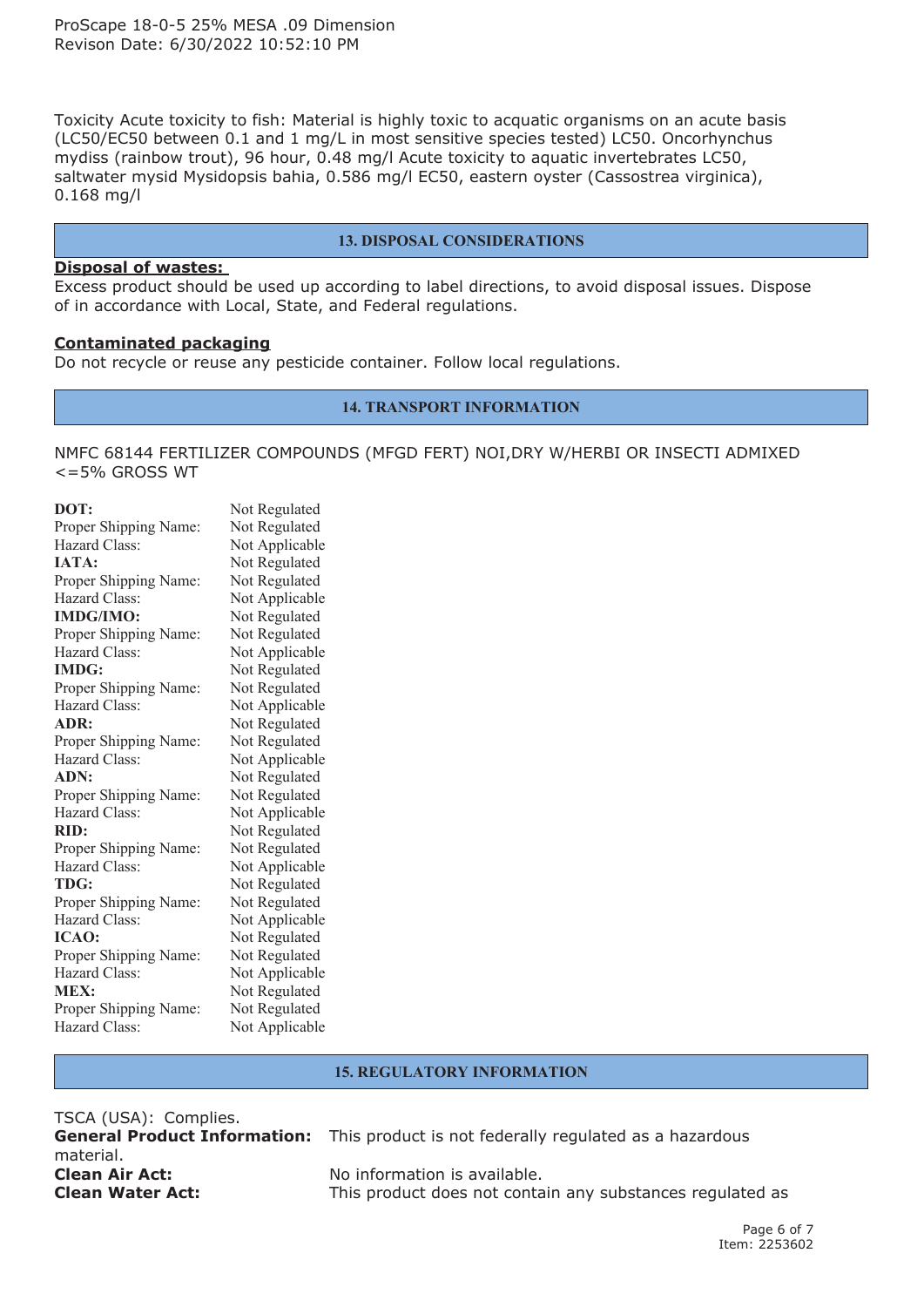Toxicity Acute toxicity to fish: Material is highly toxic to acquatic organisms on an acute basis (LC50/EC50 between 0.1 and 1 mg/L in most sensitive species tested) LC50. Oncorhynchus mydiss (rainbow trout), 96 hour, 0.48 mg/l Acute toxicity to aquatic invertebrates LC50, saltwater mysid Mysidopsis bahia, 0.586 mg/l EC50, eastern oyster (Cassostrea virginica), 0.168 mg/l

## 13. DISPOSAL CONSIDERATIONS

**Disposal of wastes:**
Excess product should be used up according to label directions, to avoid disposal issues. Dispose of in accordance with Local, State, and Federal regulations.

**Contaminated packaging**
Do not recycle or reuse any pesticide container. Follow local regulations.

## 14. TRANSPORT INFORMATION

NMFC 68144 FERTILIZER COMPOUNDS (MFGD FERT) NOI,DRY W/HERBI OR INSECTI ADMIXED <=5% GROSS WT

| | |
|---|---|
| **DOT:** | Not Regulated |
| Proper Shipping Name: | Not Regulated |
| Hazard Class: | Not Applicable |
| **IATA:** | Not Regulated |
| Proper Shipping Name: | Not Regulated |
| Hazard Class: | Not Applicable |
| **IMDG/IMO:** | Not Regulated |
| Proper Shipping Name: | Not Regulated |
| Hazard Class: | Not Applicable |
| **IMDG:** | Not Regulated |
| Proper Shipping Name: | Not Regulated |
| Hazard Class: | Not Applicable |
| **ADR:** | Not Regulated |
| Proper Shipping Name: | Not Regulated |
| Hazard Class: | Not Applicable |
| **ADN:** | Not Regulated |
| Proper Shipping Name: | Not Regulated |
| Hazard Class: | Not Applicable |
| **RID:** | Not Regulated |
| Proper Shipping Name: | Not Regulated |
| Hazard Class: | Not Applicable |
| **TDG:** | Not Regulated |
| Proper Shipping Name: | Not Regulated |
| Hazard Class: | Not Applicable |
| **ICAO:** | Not Regulated |
| Proper Shipping Name: | Not Regulated |
| Hazard Class: | Not Applicable |
| **MEX:** | Not Regulated |
| Proper Shipping Name: | Not Regulated |
| Hazard Class: | Not Applicable |

## 15. REGULATORY INFORMATION

TSCA (USA): Complies.
**General Product Information:** This product is not federally regulated as a hazardous material.
**Clean Air Act:** No information is available.
**Clean Water Act:** This product does not contain any substances regulated as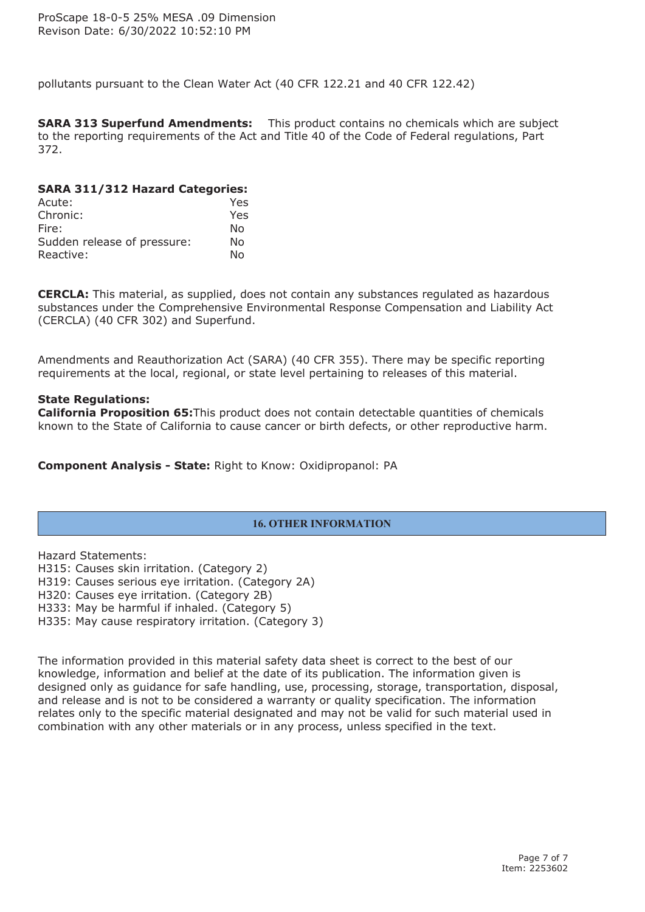pollutants pursuant to the Clean Water Act (40 CFR 122.21 and 40 CFR 122.42)

**SARA 313 Superfund Amendments:** This product contains no chemicals which are subject to the reporting requirements of the Act and Title 40 of the Code of Federal regulations, Part 372.

**SARA 311/312 Hazard Categories:**

| | |
|---|---|
| Acute: | Yes |
| Chronic: | Yes |
| Fire: | No |
| Sudden release of pressure: | No |
| Reactive: | No |

**CERCLA:** This material, as supplied, does not contain any substances regulated as hazardous substances under the Comprehensive Environmental Response Compensation and Liability Act (CERCLA) (40 CFR 302) and Superfund.

Amendments and Reauthorization Act (SARA) (40 CFR 355). There may be specific reporting requirements at the local, regional, or state level pertaining to releases of this material.

**State Regulations:**
**California Proposition 65:** This product does not contain detectable quantities of chemicals known to the State of California to cause cancer or birth defects, or other reproductive harm.

**Component Analysis - State:** Right to Know: Oxidipropanol: PA

## 16. OTHER INFORMATION

Hazard Statements:
H315: Causes skin irritation. (Category 2)
H319: Causes serious eye irritation. (Category 2A)
H320: Causes eye irritation. (Category 2B)
H333: May be harmful if inhaled. (Category 5)
H335: May cause respiratory irritation. (Category 3)

The information provided in this material safety data sheet is correct to the best of our knowledge, information and belief at the date of its publication. The information given is designed only as guidance for safe handling, use, processing, storage, transportation, disposal, and release and is not to be considered a warranty or quality specification. The information relates only to the specific material designated and may not be valid for such material used in combination with any other materials or in any process, unless specified in the text.